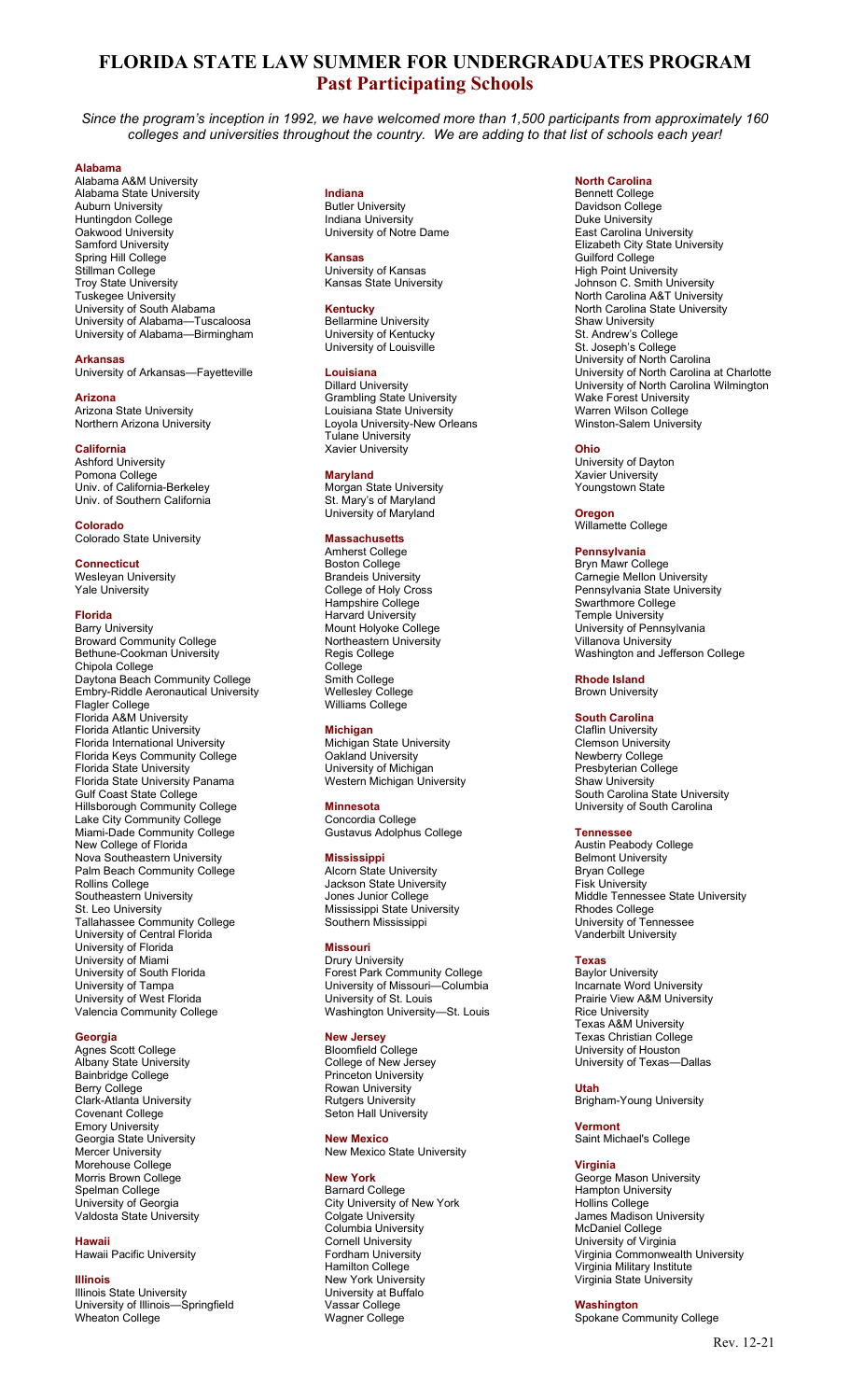# FLORIDA STATE LAW SUMMER FOR UNDERGRADUATES PROGRAM

## Past Participating Schools

*Since the program's inception in 1992, we have welcomed more than 1,500 participants from approximately 160 colleges and universities throughout the country. We are adding to that list of schools each year!*

### Alabama
Alabama A&M University
Alabama State University
Auburn University
Huntingdon College
Oakwood University
Samford University
Spring Hill College
Stillman College
Troy State University
Tuskegee University
University of South Alabama
University of Alabama—Tuscaloosa
University of Alabama—Birmingham

### Arkansas
University of Arkansas—Fayetteville

### Arizona
Arizona State University
Northern Arizona University

### California
Ashford University
Pomona College
Univ. of California-Berkeley
Univ. of Southern California

### Colorado
Colorado State University

### Connecticut
Wesleyan University
Yale University

### Florida
Barry University
Broward Community College
Bethune-Cookman University
Chipola College
Daytona Beach Community College
Embry-Riddle Aeronautical University
Flagler College
Florida A&M University
Florida Atlantic University
Florida International University
Florida Keys Community College
Florida State University
Florida State University Panama
Gulf Coast State College
Hillsborough Community College
Lake City Community College
Miami-Dade Community College
New College of Florida
Nova Southeastern University
Palm Beach Community College
Rollins College
Southeastern University
St. Leo University
Tallahassee Community College
University of Central Florida
University of Florida
University of Miami
University of South Florida
University of Tampa
University of West Florida
Valencia Community College

### Georgia
Agnes Scott College
Albany State University
Bainbridge College
Berry College
Clark-Atlanta University
Covenant College
Emory University
Georgia State University
Mercer University
Morehouse College
Morris Brown College
Spelman College
University of Georgia
Valdosta State University

### Hawaii
Hawaii Pacific University

### Illinois
Illinois State University
University of Illinois—Springfield
Wheaton College

### Indiana
Butler University
Indiana University
University of Notre Dame

### Kansas
University of Kansas
Kansas State University

### Kentucky
Bellarmine University
University of Kentucky
University of Louisville

### Louisiana
Dillard University
Grambling State University
Louisiana State University
Loyola University-New Orleans
Tulane University
Xavier University

### Maryland
Morgan State University
St. Mary's of Maryland
University of Maryland

### Massachusetts
Amherst College
Boston College
Brandeis University
College of Holy Cross
Hampshire College
Harvard University
Mount Holyoke College
Northeastern University
Regis College
College
Smith College
Wellesley College
Williams College

### Michigan
Michigan State University
Oakland University
University of Michigan
Western Michigan University

### Minnesota
Concordia College
Gustavus Adolphus College

### Mississippi
Alcorn State University
Jackson State University
Jones Junior College
Mississippi State University
Southern Mississippi

### Missouri
Drury University
Forest Park Community College
University of Missouri—Columbia
University of St. Louis
Washington University—St. Louis

### New Jersey
Bloomfield College
College of New Jersey
Princeton University
Rowan University
Rutgers University
Seton Hall University

### New Mexico
New Mexico State University

### New York
Barnard College
City University of New York
Colgate University
Columbia University
Cornell University
Fordham University
Hamilton College
New York University
University at Buffalo
Vassar College
Wagner College

### North Carolina
Bennett College
Davidson College
Duke University
East Carolina University
Elizabeth City State University
Guilford College
High Point University
Johnson C. Smith University
North Carolina A&T University
North Carolina State University
Shaw University
St. Andrew's College
St. Joseph's College
University of North Carolina
University of North Carolina at Charlotte
University of North Carolina Wilmington
Wake Forest University
Warren Wilson College
Winston-Salem University

### Ohio
University of Dayton
Xavier University
Youngstown State

### Oregon
Willamette College

### Pennsylvania
Bryn Mawr College
Carnegie Mellon University
Pennsylvania State University
Swarthmore College
Temple University
University of Pennsylvania
Villanova University
Washington and Jefferson College

### Rhode Island
Brown University

### South Carolina
Claflin University
Clemson University
Newberry College
Presbyterian College
Shaw University
South Carolina State University
University of South Carolina

### Tennessee
Austin Peabody College
Belmont University
Bryan College
Fisk University
Middle Tennessee State University
Rhodes College
University of Tennessee
Vanderbilt University

### Texas
Baylor University
Incarnate Word University
Prairie View A&M University
Rice University
Texas A&M University
Texas Christian College
University of Houston
University of Texas—Dallas

### Utah
Brigham-Young University

### Vermont
Saint Michael's College

### Virginia
George Mason University
Hampton University
Hollins College
James Madison University
McDaniel College
University of Virginia
Virginia Commonwealth University
Virginia Military Institute
Virginia State University

### Washington
Spokane Community College

Rev. 12-21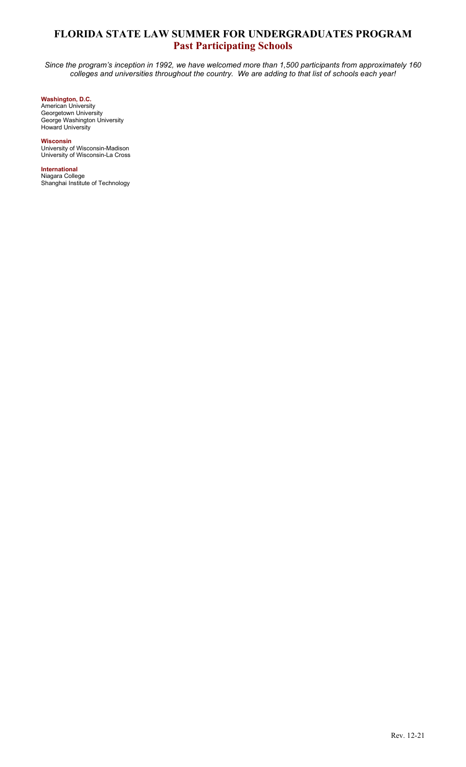# FLORIDA STATE LAW SUMMER FOR UNDERGRADUATES PROGRAM

## Past Participating Schools

*Since the program's inception in 1992, we have welcomed more than 1,500 participants from approximately 160 colleges and universities throughout the country. We are adding to that list of schools each year!*

**Washington, D.C.**
American University
Georgetown University
George Washington University
Howard University

**Wisconsin**
University of Wisconsin-Madison
University of Wisconsin-La Cross

**International**
Niagara College
Shanghai Institute of Technology

Rev. 12-21